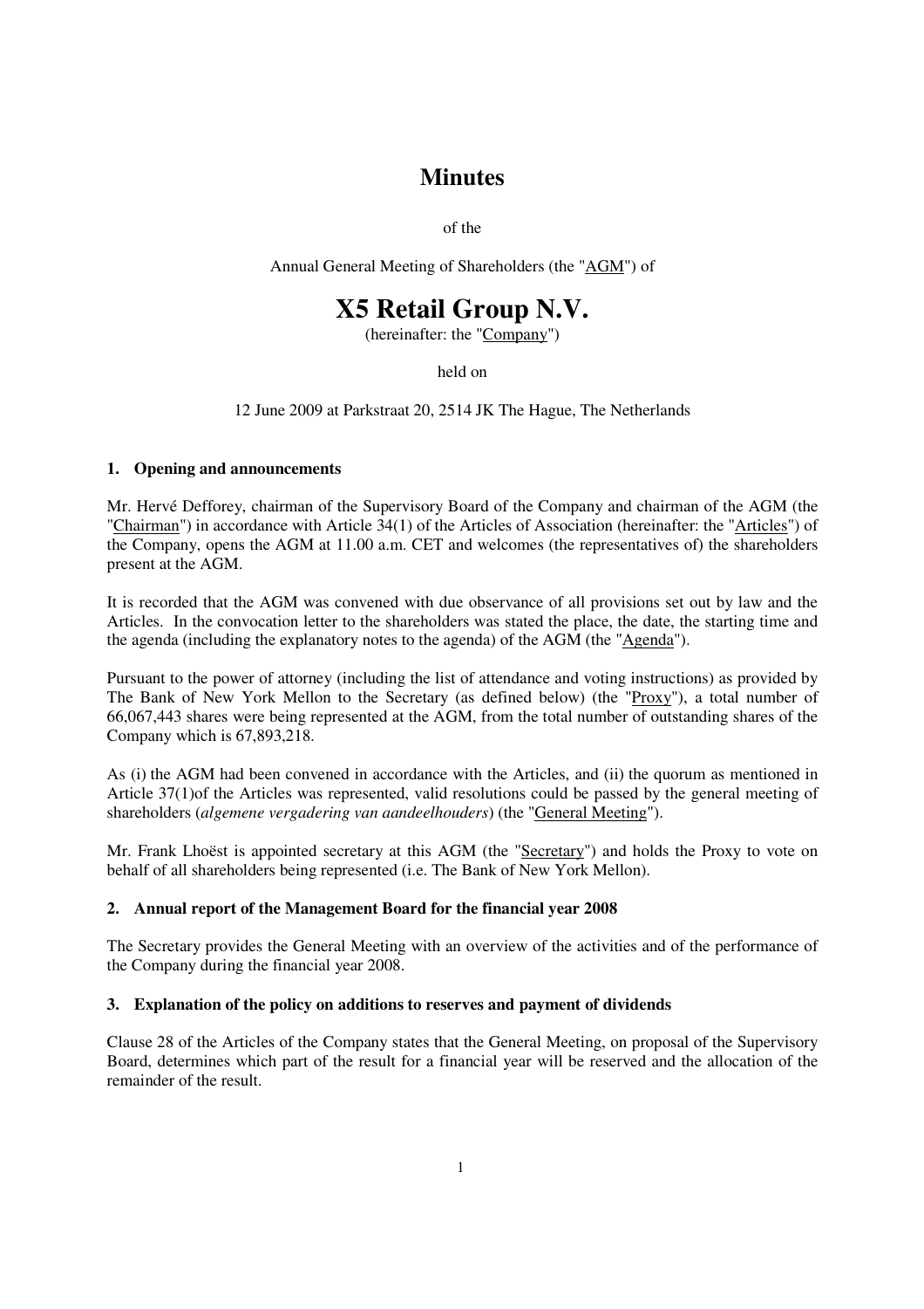# Minutes

of the

Annual General Meeting of Shareholders (the "AGM") of

# X5 Retail Group N.V.

(hereinafter: the "Company")

held on

12 June 2009 at Parkstraat 20, 2514 JK The Hague, The Netherlands

### 1. Opening and announcements

Mr. Hervé Defforey, chairman of the Supervisory Board of the Company and chairman of the AGM (the "Chairman") in accordance with Article 34(1) of the Articles of Association (hereinafter: the "Articles") of the Company, opens the AGM at 11.00 a.m. CET and welcomes (the representatives of) the shareholders present at the AGM.

It is recorded that the AGM was convened with due observance of all provisions set out by law and the Articles. In the convocation letter to the shareholders was stated the place, the date, the starting time and the agenda (including the explanatory notes to the agenda) of the AGM (the "Agenda").

Pursuant to the power of attorney (including the list of attendance and voting instructions) as provided by The Bank of New York Mellon to the Secretary (as defined below) (the "Proxy"), a total number of 66,067,443 shares were being represented at the AGM, from the total number of outstanding shares of the Company which is 67,893,218.

As (i) the AGM had been convened in accordance with the Articles, and (ii) the quorum as mentioned in Article 37(1)of the Articles was represented, valid resolutions could be passed by the general meeting of shareholders (*algemene vergadering van aandeelhouders*) (the "General Meeting").

Mr. Frank Lhoëst is appointed secretary at this AGM (the "Secretary") and holds the Proxy to vote on behalf of all shareholders being represented (i.e. The Bank of New York Mellon).

### 2. Annual report of the Management Board for the financial year 2008

The Secretary provides the General Meeting with an overview of the activities and of the performance of the Company during the financial year 2008.

### 3. Explanation of the policy on additions to reserves and payment of dividends

Clause 28 of the Articles of the Company states that the General Meeting, on proposal of the Supervisory Board, determines which part of the result for a financial year will be reserved and the allocation of the remainder of the result.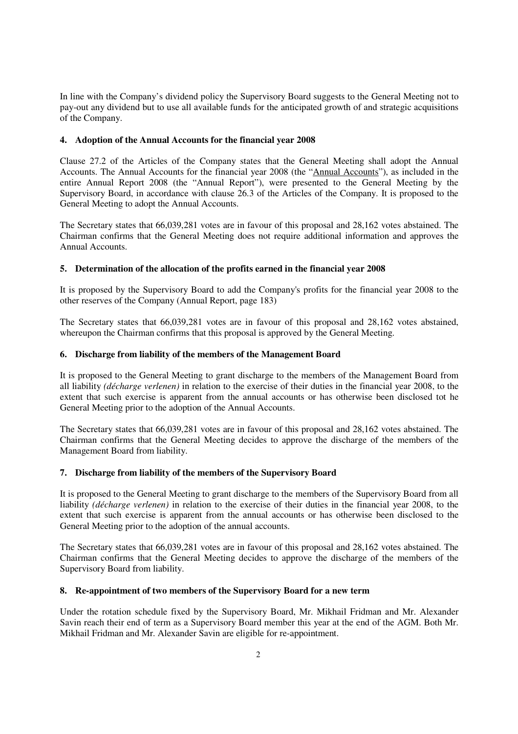In line with the Company's dividend policy the Supervisory Board suggests to the General Meeting not to pay-out any dividend but to use all available funds for the anticipated growth of and strategic acquisitions of the Company.

### 4. Adoption of the Annual Accounts for the financial year 2008

Clause 27.2 of the Articles of the Company states that the General Meeting shall adopt the Annual Accounts. The Annual Accounts for the financial year 2008 (the "Annual Accounts"), as included in the entire Annual Report 2008 (the "Annual Report"), were presented to the General Meeting by the Supervisory Board, in accordance with clause 26.3 of the Articles of the Company. It is proposed to the General Meeting to adopt the Annual Accounts.

The Secretary states that 66,039,281 votes are in favour of this proposal and 28,162 votes abstained. The Chairman confirms that the General Meeting does not require additional information and approves the Annual Accounts.

### 5. Determination of the allocation of the profits earned in the financial year 2008

It is proposed by the Supervisory Board to add the Company's profits for the financial year 2008 to the other reserves of the Company (Annual Report, page 183)

The Secretary states that 66,039,281 votes are in favour of this proposal and 28,162 votes abstained, whereupon the Chairman confirms that this proposal is approved by the General Meeting.

### 6. Discharge from liability of the members of the Management Board

It is proposed to the General Meeting to grant discharge to the members of the Management Board from all liability *(décharge verlenen)* in relation to the exercise of their duties in the financial year 2008, to the extent that such exercise is apparent from the annual accounts or has otherwise been disclosed tot he General Meeting prior to the adoption of the Annual Accounts.

The Secretary states that 66,039,281 votes are in favour of this proposal and 28,162 votes abstained. The Chairman confirms that the General Meeting decides to approve the discharge of the members of the Management Board from liability.

### 7. Discharge from liability of the members of the Supervisory Board

It is proposed to the General Meeting to grant discharge to the members of the Supervisory Board from all liability *(décharge verlenen)* in relation to the exercise of their duties in the financial year 2008, to the extent that such exercise is apparent from the annual accounts or has otherwise been disclosed to the General Meeting prior to the adoption of the annual accounts.

The Secretary states that 66,039,281 votes are in favour of this proposal and 28,162 votes abstained. The Chairman confirms that the General Meeting decides to approve the discharge of the members of the Supervisory Board from liability.

### 8. Re-appointment of two members of the Supervisory Board for a new term

Under the rotation schedule fixed by the Supervisory Board, Mr. Mikhail Fridman and Mr. Alexander Savin reach their end of term as a Supervisory Board member this year at the end of the AGM. Both Mr. Mikhail Fridman and Mr. Alexander Savin are eligible for re-appointment.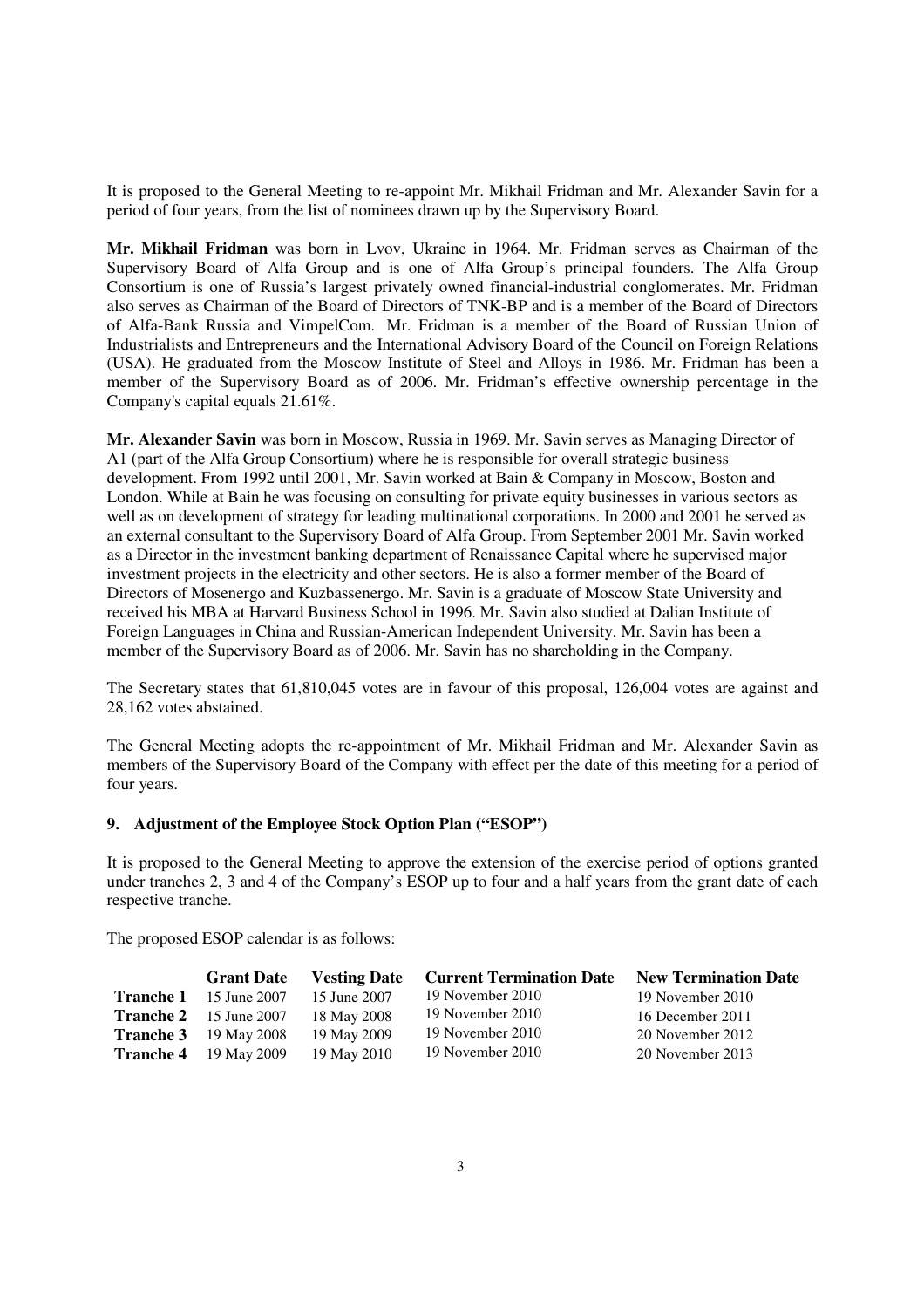It is proposed to the General Meeting to re-appoint Mr. Mikhail Fridman and Mr. Alexander Savin for a period of four years, from the list of nominees drawn up by the Supervisory Board.

**Mr. Mikhail Fridman** was born in Lvov, Ukraine in 1964. Mr. Fridman serves as Chairman of the Supervisory Board of Alfa Group and is one of Alfa Group's principal founders. The Alfa Group Consortium is one of Russia's largest privately owned financial-industrial conglomerates. Mr. Fridman also serves as Chairman of the Board of Directors of TNK-BP and is a member of the Board of Directors of Alfa-Bank Russia and VimpelCom. Mr. Fridman is a member of the Board of Russian Union of Industrialists and Entrepreneurs and the International Advisory Board of the Council on Foreign Relations (USA). He graduated from the Moscow Institute of Steel and Alloys in 1986. Mr. Fridman has been a member of the Supervisory Board as of 2006. Mr. Fridman's effective ownership percentage in the Company's capital equals 21.61%.

**Mr. Alexander Savin** was born in Moscow, Russia in 1969. Mr. Savin serves as Managing Director of A1 (part of the Alfa Group Consortium) where he is responsible for overall strategic business development. From 1992 until 2001, Mr. Savin worked at Bain & Company in Moscow, Boston and London. While at Bain he was focusing on consulting for private equity businesses in various sectors as well as on development of strategy for leading multinational corporations. In 2000 and 2001 he served as an external consultant to the Supervisory Board of Alfa Group. From September 2001 Mr. Savin worked as a Director in the investment banking department of Renaissance Capital where he supervised major investment projects in the electricity and other sectors. He is also a former member of the Board of Directors of Mosenergo and Kuzbassenergo. Mr. Savin is a graduate of Moscow State University and received his MBA at Harvard Business School in 1996. Mr. Savin also studied at Dalian Institute of Foreign Languages in China and Russian-American Independent University. Mr. Savin has been a member of the Supervisory Board as of 2006. Mr. Savin has no shareholding in the Company.

The Secretary states that 61,810,045 votes are in favour of this proposal, 126,004 votes are against and 28,162 votes abstained.

The General Meeting adopts the re-appointment of Mr. Mikhail Fridman and Mr. Alexander Savin as members of the Supervisory Board of the Company with effect per the date of this meeting for a period of four years.

### 9. Adjustment of the Employee Stock Option Plan ("ESOP")

It is proposed to the General Meeting to approve the extension of the exercise period of options granted under tranches 2, 3 and 4 of the Company's ESOP up to four and a half years from the grant date of each respective tranche.

The proposed ESOP calendar is as follows:

| | Grant Date | Vesting Date | Current Termination Date | New Termination Date |
|---|---|---|---|---|
| **Tranche 1** | 15 June 2007 | 15 June 2007 | 19 November 2010 | 19 November 2010 |
| **Tranche 2** | 15 June 2007 | 18 May 2008 | 19 November 2010 | 16 December 2011 |
| **Tranche 3** | 19 May 2008 | 19 May 2009 | 19 November 2010 | 20 November 2012 |
| **Tranche 4** | 19 May 2009 | 19 May 2010 | 19 November 2010 | 20 November 2013 |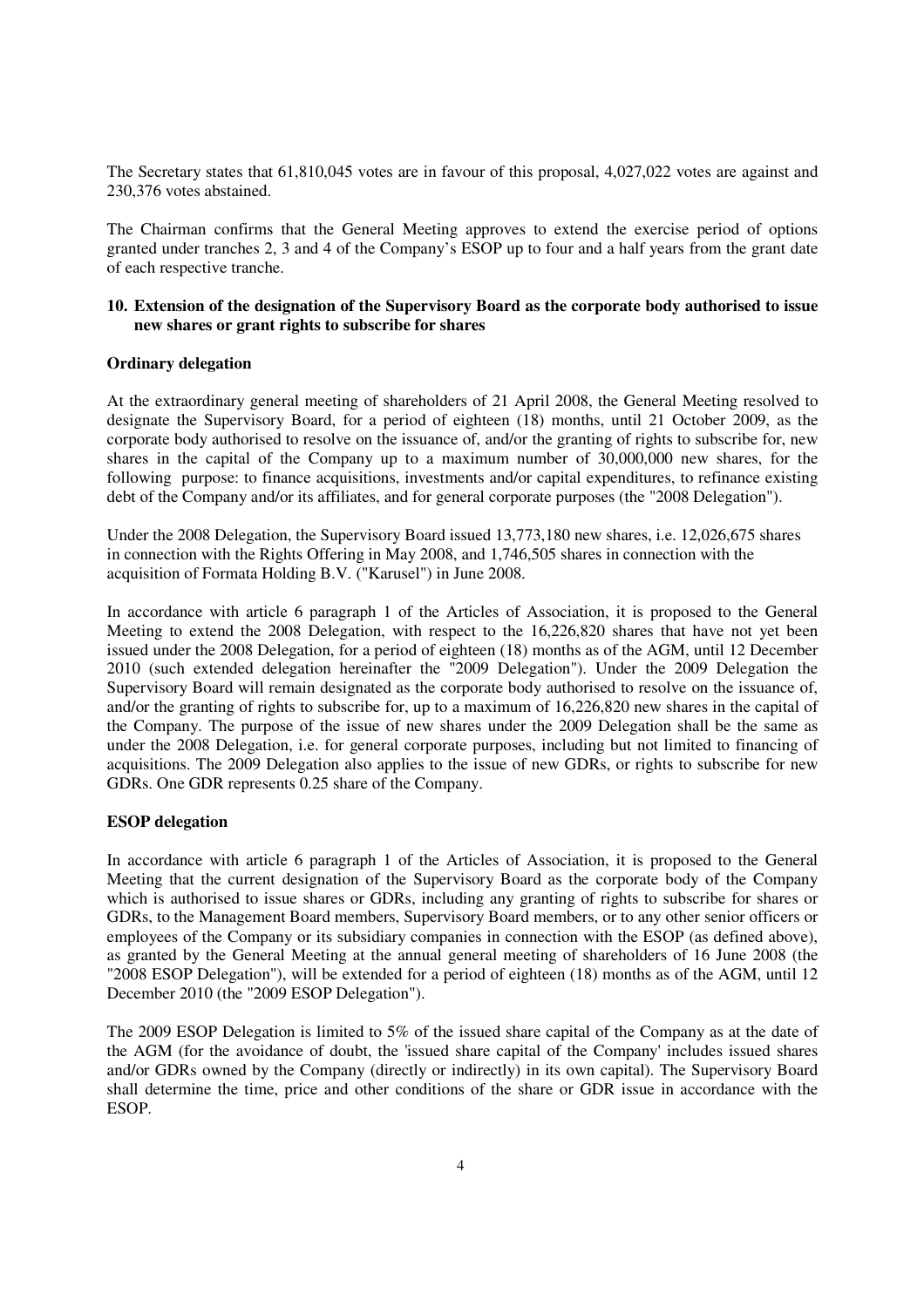The Secretary states that 61,810,045 votes are in favour of this proposal, 4,027,022 votes are against and 230,376 votes abstained.

The Chairman confirms that the General Meeting approves to extend the exercise period of options granted under tranches 2, 3 and 4 of the Company's ESOP up to four and a half years from the grant date of each respective tranche.

## 10. Extension of the designation of the Supervisory Board as the corporate body authorised to issue new shares or grant rights to subscribe for shares

**Ordinary delegation**

At the extraordinary general meeting of shareholders of 21 April 2008, the General Meeting resolved to designate the Supervisory Board, for a period of eighteen (18) months, until 21 October 2009, as the corporate body authorised to resolve on the issuance of, and/or the granting of rights to subscribe for, new shares in the capital of the Company up to a maximum number of 30,000,000 new shares, for the following purpose: to finance acquisitions, investments and/or capital expenditures, to refinance existing debt of the Company and/or its affiliates, and for general corporate purposes (the "2008 Delegation").

Under the 2008 Delegation, the Supervisory Board issued 13,773,180 new shares, i.e. 12,026,675 shares in connection with the Rights Offering in May 2008, and 1,746,505 shares in connection with the acquisition of Formata Holding B.V. ("Karusel") in June 2008.

In accordance with article 6 paragraph 1 of the Articles of Association, it is proposed to the General Meeting to extend the 2008 Delegation, with respect to the 16,226,820 shares that have not yet been issued under the 2008 Delegation, for a period of eighteen (18) months as of the AGM, until 12 December 2010 (such extended delegation hereinafter the "2009 Delegation"). Under the 2009 Delegation the Supervisory Board will remain designated as the corporate body authorised to resolve on the issuance of, and/or the granting of rights to subscribe for, up to a maximum of 16,226,820 new shares in the capital of the Company. The purpose of the issue of new shares under the 2009 Delegation shall be the same as under the 2008 Delegation, i.e. for general corporate purposes, including but not limited to financing of acquisitions. The 2009 Delegation also applies to the issue of new GDRs, or rights to subscribe for new GDRs. One GDR represents 0.25 share of the Company.

**ESOP delegation**

In accordance with article 6 paragraph 1 of the Articles of Association, it is proposed to the General Meeting that the current designation of the Supervisory Board as the corporate body of the Company which is authorised to issue shares or GDRs, including any granting of rights to subscribe for shares or GDRs, to the Management Board members, Supervisory Board members, or to any other senior officers or employees of the Company or its subsidiary companies in connection with the ESOP (as defined above), as granted by the General Meeting at the annual general meeting of shareholders of 16 June 2008 (the "2008 ESOP Delegation"), will be extended for a period of eighteen (18) months as of the AGM, until 12 December 2010 (the "2009 ESOP Delegation").

The 2009 ESOP Delegation is limited to 5% of the issued share capital of the Company as at the date of the AGM (for the avoidance of doubt, the 'issued share capital of the Company' includes issued shares and/or GDRs owned by the Company (directly or indirectly) in its own capital). The Supervisory Board shall determine the time, price and other conditions of the share or GDR issue in accordance with the ESOP.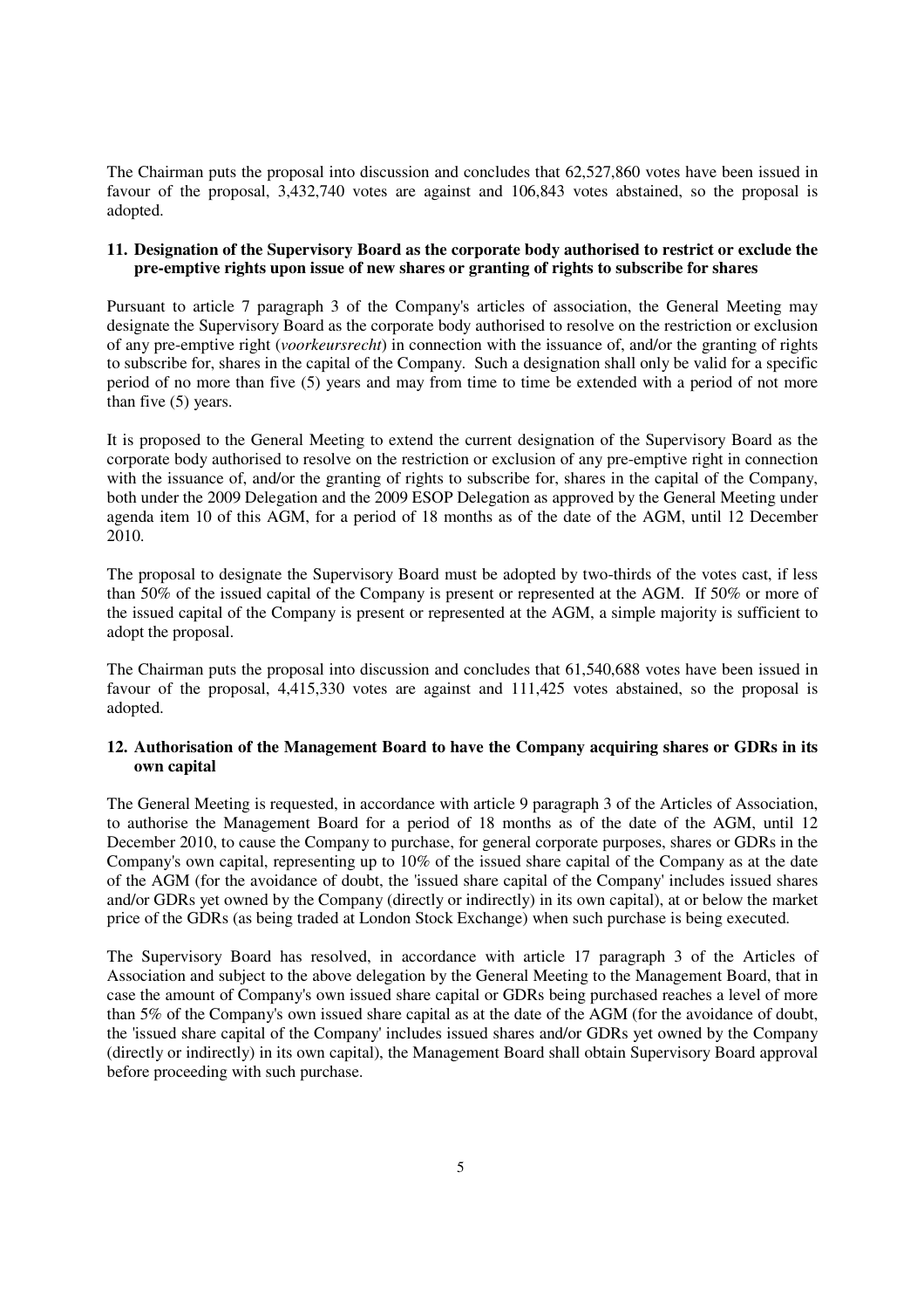The Chairman puts the proposal into discussion and concludes that 62,527,860 votes have been issued in favour of the proposal, 3,432,740 votes are against and 106,843 votes abstained, so the proposal is adopted.

**11. Designation of the Supervisory Board as the corporate body authorised to restrict or exclude the pre-emptive rights upon issue of new shares or granting of rights to subscribe for shares**

Pursuant to article 7 paragraph 3 of the Company's articles of association, the General Meeting may designate the Supervisory Board as the corporate body authorised to resolve on the restriction or exclusion of any pre-emptive right (*voorkeursrecht*) in connection with the issuance of, and/or the granting of rights to subscribe for, shares in the capital of the Company. Such a designation shall only be valid for a specific period of no more than five (5) years and may from time to time be extended with a period of not more than five (5) years.

It is proposed to the General Meeting to extend the current designation of the Supervisory Board as the corporate body authorised to resolve on the restriction or exclusion of any pre-emptive right in connection with the issuance of, and/or the granting of rights to subscribe for, shares in the capital of the Company, both under the 2009 Delegation and the 2009 ESOP Delegation as approved by the General Meeting under agenda item 10 of this AGM, for a period of 18 months as of the date of the AGM, until 12 December 2010.

The proposal to designate the Supervisory Board must be adopted by two-thirds of the votes cast, if less than 50% of the issued capital of the Company is present or represented at the AGM. If 50% or more of the issued capital of the Company is present or represented at the AGM, a simple majority is sufficient to adopt the proposal.

The Chairman puts the proposal into discussion and concludes that 61,540,688 votes have been issued in favour of the proposal, 4,415,330 votes are against and 111,425 votes abstained, so the proposal is adopted.

**12. Authorisation of the Management Board to have the Company acquiring shares or GDRs in its own capital**

The General Meeting is requested, in accordance with article 9 paragraph 3 of the Articles of Association, to authorise the Management Board for a period of 18 months as of the date of the AGM, until 12 December 2010, to cause the Company to purchase, for general corporate purposes, shares or GDRs in the Company's own capital, representing up to 10% of the issued share capital of the Company as at the date of the AGM (for the avoidance of doubt, the 'issued share capital of the Company' includes issued shares and/or GDRs yet owned by the Company (directly or indirectly) in its own capital), at or below the market price of the GDRs (as being traded at London Stock Exchange) when such purchase is being executed.

The Supervisory Board has resolved, in accordance with article 17 paragraph 3 of the Articles of Association and subject to the above delegation by the General Meeting to the Management Board, that in case the amount of Company's own issued share capital or GDRs being purchased reaches a level of more than 5% of the Company's own issued share capital as at the date of the AGM (for the avoidance of doubt, the 'issued share capital of the Company' includes issued shares and/or GDRs yet owned by the Company (directly or indirectly) in its own capital), the Management Board shall obtain Supervisory Board approval before proceeding with such purchase.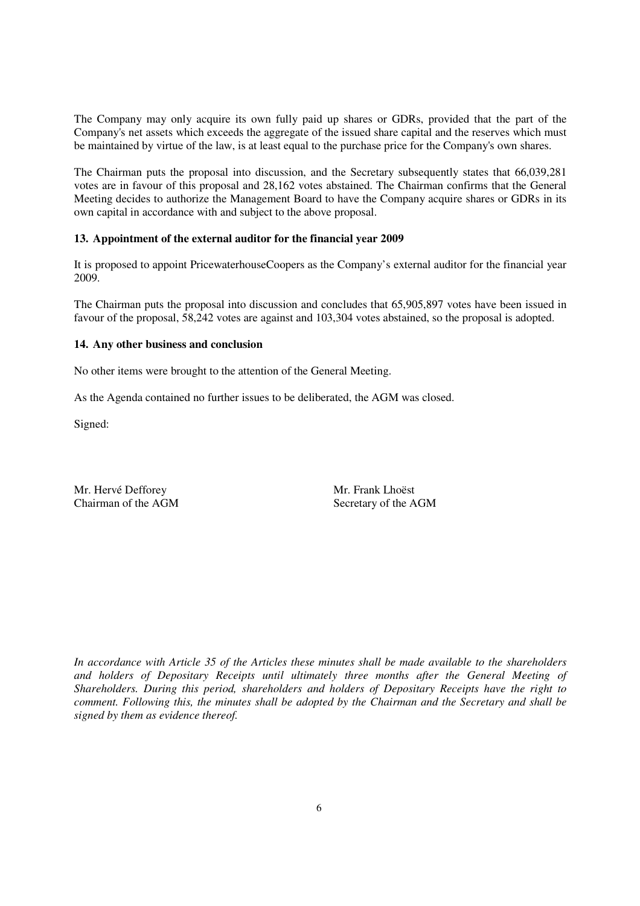The Company may only acquire its own fully paid up shares or GDRs, provided that the part of the Company's net assets which exceeds the aggregate of the issued share capital and the reserves which must be maintained by virtue of the law, is at least equal to the purchase price for the Company's own shares.

The Chairman puts the proposal into discussion, and the Secretary subsequently states that 66,039,281 votes are in favour of this proposal and 28,162 votes abstained. The Chairman confirms that the General Meeting decides to authorize the Management Board to have the Company acquire shares or GDRs in its own capital in accordance with and subject to the above proposal.

### 13. Appointment of the external auditor for the financial year 2009

It is proposed to appoint PricewaterhouseCoopers as the Company's external auditor for the financial year 2009.

The Chairman puts the proposal into discussion and concludes that 65,905,897 votes have been issued in favour of the proposal, 58,242 votes are against and 103,304 votes abstained, so the proposal is adopted.

### 14. Any other business and conclusion

No other items were brought to the attention of the General Meeting.

As the Agenda contained no further issues to be deliberated, the AGM was closed.

Signed:

| | |
|---|---|
| Mr. Hervé Defforey | Mr. Frank Lhoëst |
| Chairman of the AGM | Secretary of the AGM |

*In accordance with Article 35 of the Articles these minutes shall be made available to the shareholders and holders of Depositary Receipts until ultimately three months after the General Meeting of Shareholders. During this period, shareholders and holders of Depositary Receipts have the right to comment. Following this, the minutes shall be adopted by the Chairman and the Secretary and shall be signed by them as evidence thereof.*